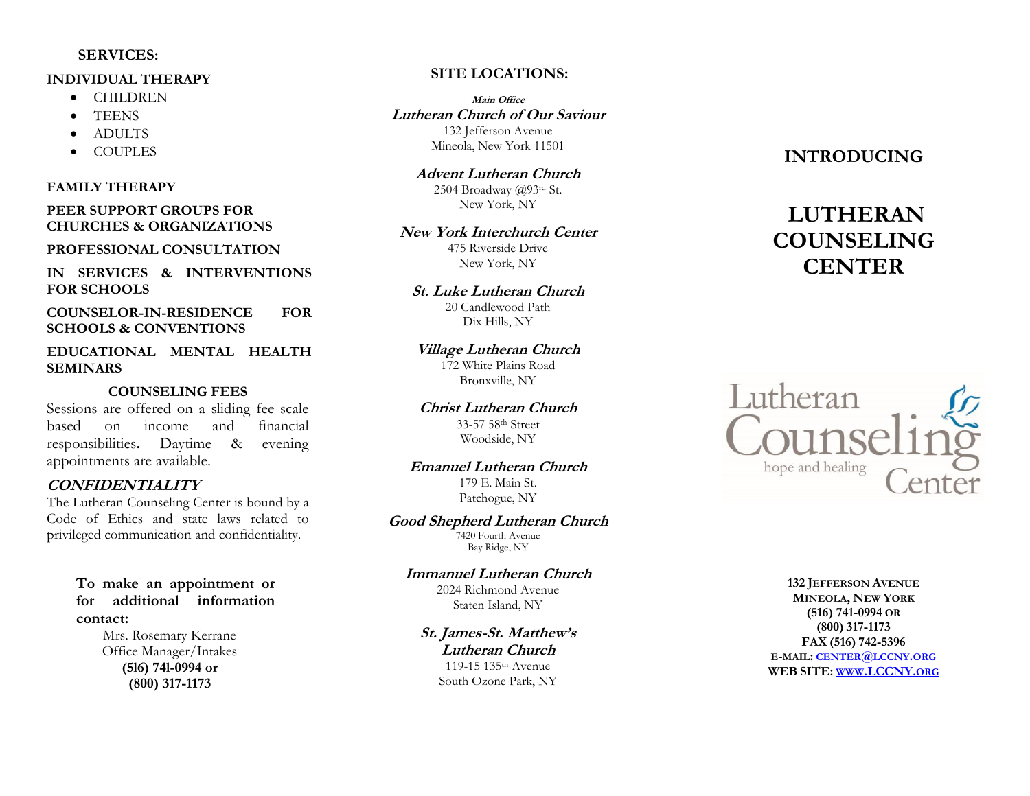## SERVICES:

### INDIVIDUAL THERAPY

- CHILDREN
- TEENS
- ADULTS
- COUPLES

### FAMILY THERAPY

### PEER SUPPORT GROUPS FOR CHURCHES & ORGANIZATIONS

### PROFESSIONAL CONSULTATION

### IN SERVICES & INTERVENTIONS FOR SCHOOLS

### COUNSELOR-IN-RESIDENCE FOR SCHOOLS & CONVENTIONS

### EDUCATIONAL MENTAL HEALTH SEMINARS

### COUNSELING FEES

Sessions are offered on a sliding fee scale based on income and financial responsibilities**.** Daytime & evening appointments are available.

### *CONFIDENTIALITY*

The Lutheran Counseling Center is bound by a Code of Ethics and state laws related to privileged communication and confidentiality.

**To make an appointment or for additional information contact:**

Mrs. Rosemary Kerrane
Office Manager/Intakes
**(516) 741-0994 or**
**(800) 317-1173**

## SITE LOCATIONS:

***Main Office***
***Lutheran Church of Our Saviour***
132 Jefferson Avenue
Mineola, New York 11501

***Advent Lutheran Church***
2504 Broadway @93rd St.
New York, NY

***New York Interchurch Center***
475 Riverside Drive
New York, NY

***St. Luke Lutheran Church***
20 Candlewood Path
Dix Hills, NY

***Village Lutheran Church***
172 White Plains Road
Bronxville, NY

***Christ Lutheran Church***
33-57 58th Street
Woodside, NY

***Emanuel Lutheran Church***
179 E. Main St.
Patchogue, NY

***Good Shepherd Lutheran Church***
7420 Fourth Avenue
Bay Ridge, NY

***Immanuel Lutheran Church***
2024 Richmond Avenue
Staten Island, NY

***St. James-St. Matthew's Lutheran Church***
119-15 135th Avenue
South Ozone Park, NY

## INTRODUCING

# LUTHERAN COUNSELING CENTER

Lutheran Counseling Center
hope and healing

**132 JEFFERSON AVENUE**
**MINEOLA, NEW YORK**
**(516) 741-0994 OR**
**(800) 317-1173**
**FAX (516) 742-5396**
**E-MAIL: CENTER@LCCNY.ORG**
**WEB SITE: WWW.LCCNY.ORG**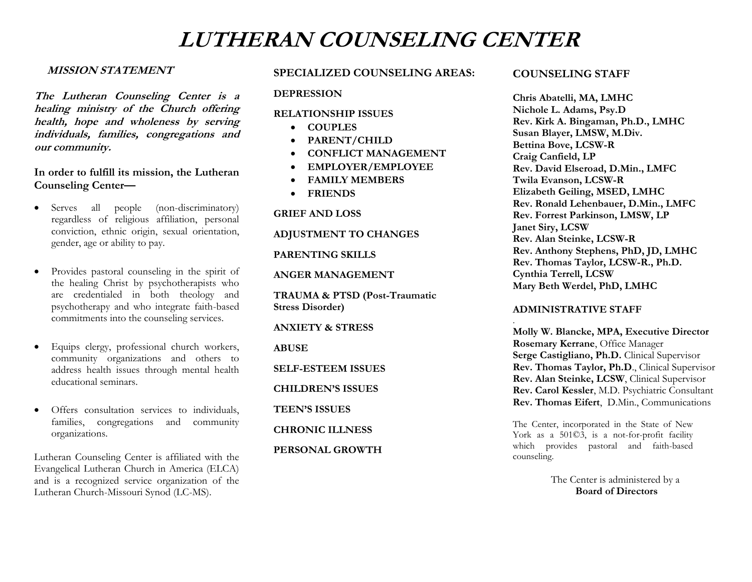# LUTHERAN COUNSELING CENTER

## MISSION STATEMENT

***The Lutheran Counseling Center is a healing ministry of the Church offering health, hope and wholeness by serving individuals, families, congregations and our community.***

**In order to fulfill its mission, the Lutheran Counseling Center—**

- Serves all people (non-discriminatory) regardless of religious affiliation, personal conviction, ethnic origin, sexual orientation, gender, age or ability to pay.
- Provides pastoral counseling in the spirit of the healing Christ by psychotherapists who are credentialed in both theology and psychotherapy and who integrate faith-based commitments into the counseling services.
- Equips clergy, professional church workers, community organizations and others to address health issues through mental health educational seminars.
- Offers consultation services to individuals, families, congregations and community organizations.

Lutheran Counseling Center is affiliated with the Evangelical Lutheran Church in America (ELCA) and is a recognized service organization of the Lutheran Church-Missouri Synod (LC-MS).

## SPECIALIZED COUNSELING AREAS:

**DEPRESSION**

**RELATIONSHIP ISSUES**

- **COUPLES**
- **PARENT/CHILD**
- **CONFLICT MANAGEMENT**
- **EMPLOYER/EMPLOYEE**
- **FAMILY MEMBERS**
- **FRIENDS**

**GRIEF AND LOSS**

**ADJUSTMENT TO CHANGES**

**PARENTING SKILLS**

**ANGER MANAGEMENT**

**TRAUMA & PTSD (Post-Traumatic Stress Disorder)**

**ANXIETY & STRESS**

**ABUSE**

**SELF-ESTEEM ISSUES**

**CHILDREN'S ISSUES**

**TEEN'S ISSUES**

**CHRONIC ILLNESS**

**PERSONAL GROWTH**

## COUNSELING STAFF

**Chris Abatelli, MA, LMHC**
**Nichole L. Adams, Psy.D**
**Rev. Kirk A. Bingaman, Ph.D., LMHC**
**Susan Blayer, LMSW, M.Div.**
**Bettina Bove, LCSW-R**
**Craig Canfield, LP**
**Rev. David Elseroad, D.Min., LMFC**
**Twila Evanson, LCSW-R**
**Elizabeth Geiling, MSED, LMHC**
**Rev. Ronald Lehenbauer, D.Min., LMFC**
**Rev. Forrest Parkinson, LMSW, LP**
**Janet Siry, LCSW**
**Rev. Alan Steinke, LCSW-R**
**Rev. Anthony Stephens, PhD, JD, LMHC**
**Rev. Thomas Taylor, LCSW-R., Ph.D.**
**Cynthia Terrell, LCSW**
**Mary Beth Werdel, PhD, LMHC**

## ADMINISTRATIVE STAFF

**Molly W. Blancke, MPA, Executive Director**
**Rosemary Kerrane**, Office Manager
**Serge Castigliano, Ph.D.** Clinical Supervisor
**Rev. Thomas Taylor, Ph.D**., Clinical Supervisor
**Rev. Alan Steinke, LCSW**, Clinical Supervisor
**Rev. Carol Kessler**, M.D. Psychiatric Consultant
**Rev. Thomas Eifert**, D.Min., Communications

The Center, incorporated in the State of New York as a 501©3, is a not-for-profit facility which provides pastoral and faith-based counseling.

The Center is administered by a
**Board of Directors**